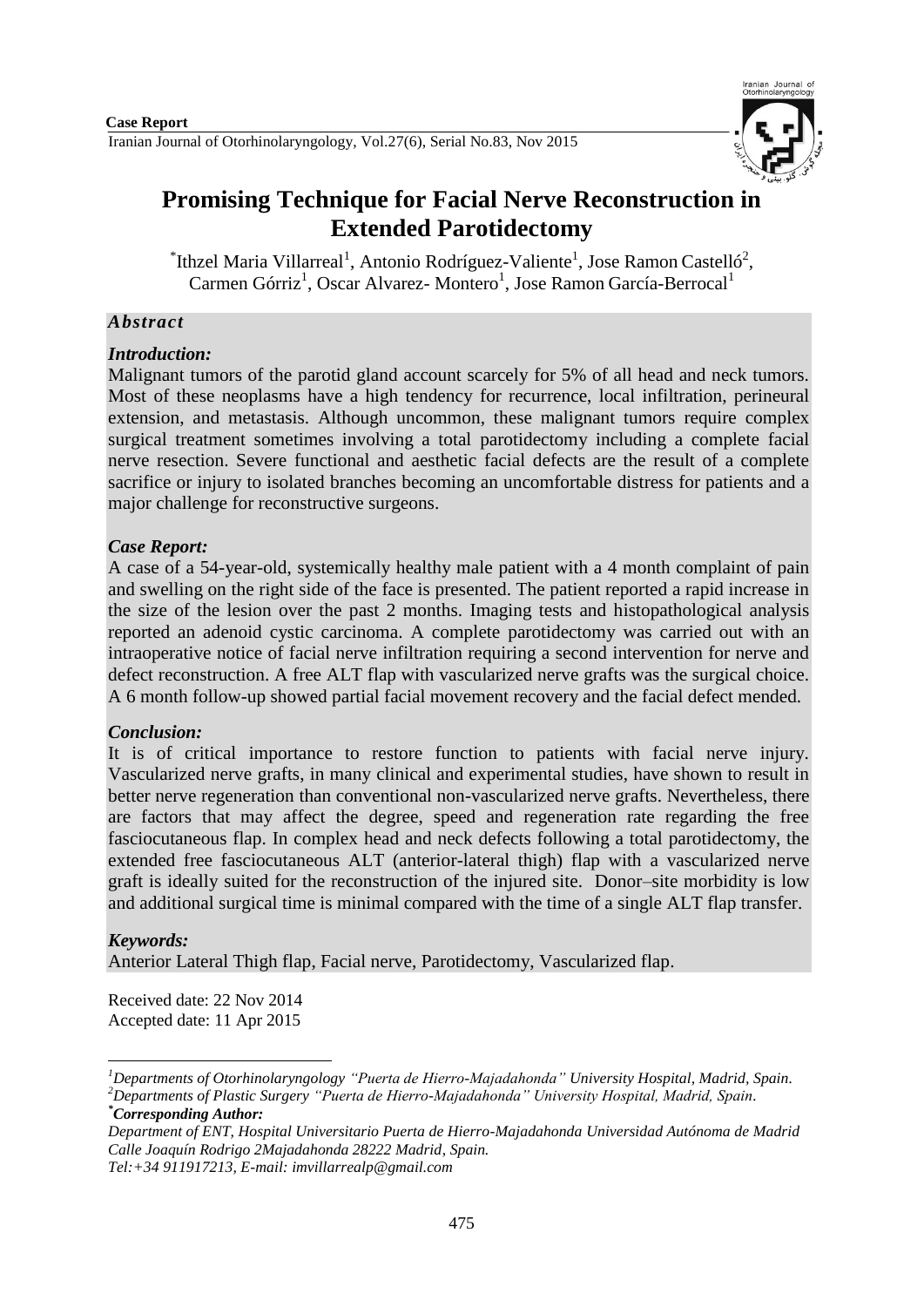**Case Report**

# Promising Technique for Facial Nerve Reconstruction in Extended Parotidectomy

*Ithzel Maria Villarreal[1], Antonio Rodríguez-Valiente[1], Jose Ramon Castelló[2], Carmen Górriz[1], Oscar Alvarez- Montero[1], Jose Ramon García-Berrocal[1]

## *Abstract*

### *Introduction:*

Malignant tumors of the parotid gland account scarcely for 5% of all head and neck tumors. Most of these neoplasms have a high tendency for recurrence, local infiltration, perineural extension, and metastasis. Although uncommon, these malignant tumors require complex surgical treatment sometimes involving a total parotidectomy including a complete facial nerve resection. Severe functional and aesthetic facial defects are the result of a complete sacrifice or injury to isolated branches becoming an uncomfortable distress for patients and a major challenge for reconstructive surgeons.

### *Case Report:*

A case of a 54-year-old, systemically healthy male patient with a 4 month complaint of pain and swelling on the right side of the face is presented. The patient reported a rapid increase in the size of the lesion over the past 2 months. Imaging tests and histopathological analysis reported an adenoid cystic carcinoma. A complete parotidectomy was carried out with an intraoperative notice of facial nerve infiltration requiring a second intervention for nerve and defect reconstruction. A free ALT flap with vascularized nerve grafts was the surgical choice. A 6 month follow-up showed partial facial movement recovery and the facial defect mended.

### *Conclusion:*

It is of critical importance to restore function to patients with facial nerve injury. Vascularized nerve grafts, in many clinical and experimental studies, have shown to result in better nerve regeneration than conventional non-vascularized nerve grafts. Nevertheless, there are factors that may affect the degree, speed and regeneration rate regarding the free fasciocutaneous flap. In complex head and neck defects following a total parotidectomy, the extended free fasciocutaneous ALT (anterior-lateral thigh) flap with a vascularized nerve graft is ideally suited for the reconstruction of the injured site. Donor–site morbidity is low and additional surgical time is minimal compared with the time of a single ALT flap transfer.

### *Keywords:*

Anterior Lateral Thigh flap, Facial nerve, Parotidectomy, Vascularized flap.

Received date: 22 Nov 2014
Accepted date: 11 Apr 2015

---

*[1]Departments of Otorhinolaryngology "Puerta de Hierro-Majadahonda" University Hospital, Madrid, Spain.*
*[2]Departments of Plastic Surgery "Puerta de Hierro-Majadahonda" University Hospital, Madrid, Spain.*
***Corresponding Author:***
*Department of ENT, Hospital Universitario Puerta de Hierro-Majadahonda Universidad Autónoma de Madrid Calle Joaquín Rodrigo 2Majadahonda 28222 Madrid, Spain.*
*Tel:+34 911917213, E-mail: imvillarrealp@gmail.com*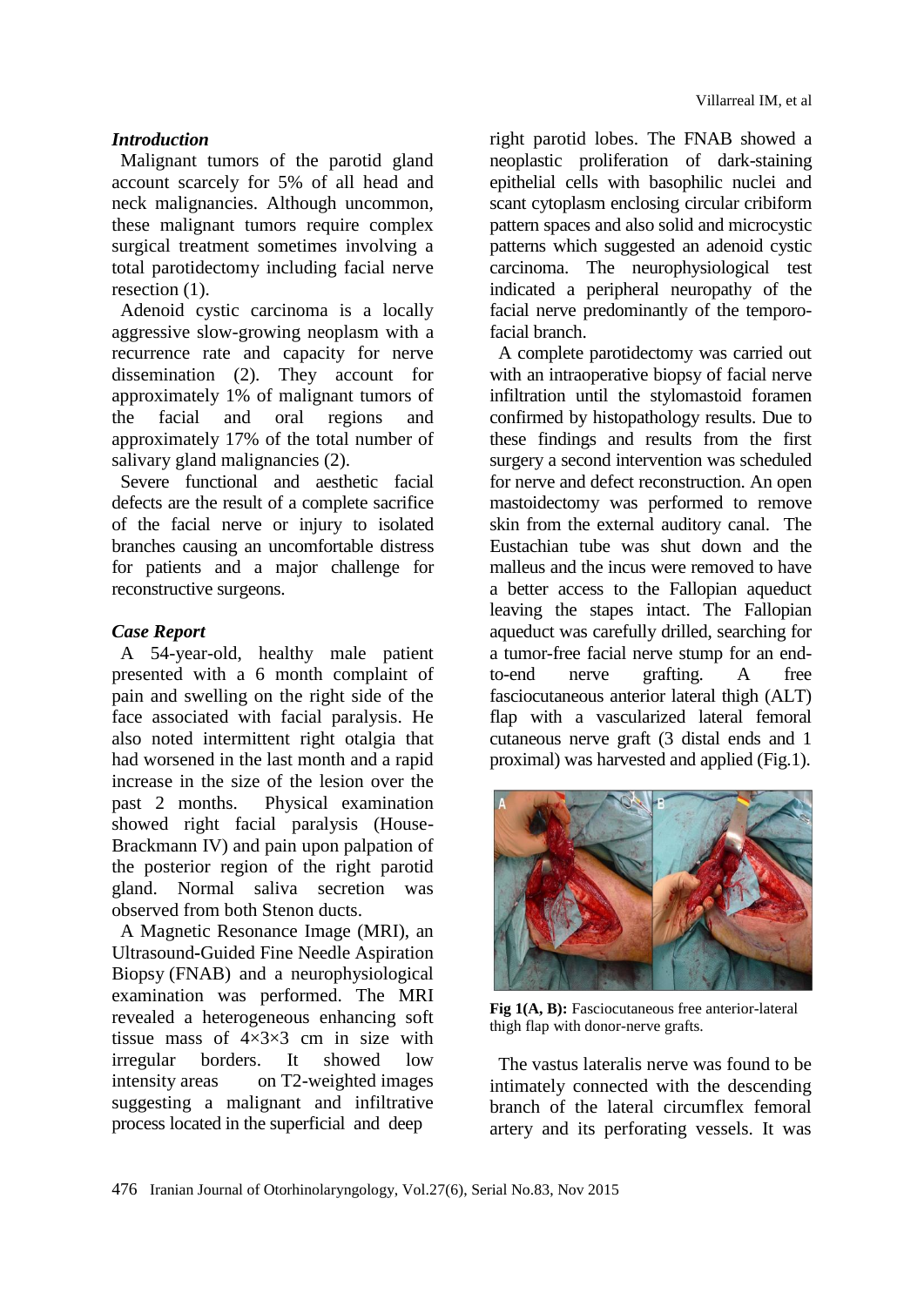### *Introduction*

Malignant tumors of the parotid gland account scarcely for 5% of all head and neck malignancies. Although uncommon, these malignant tumors require complex surgical treatment sometimes involving a total parotidectomy including facial nerve resection (1).

Adenoid cystic carcinoma is a locally aggressive slow-growing neoplasm with a recurrence rate and capacity for nerve dissemination (2). They account for approximately 1% of malignant tumors of the facial and oral regions and approximately 17% of the total number of salivary gland malignancies (2).

Severe functional and aesthetic facial defects are the result of a complete sacrifice of the facial nerve or injury to isolated branches causing an uncomfortable distress for patients and a major challenge for reconstructive surgeons.

### *Case Report*

A 54-year-old, healthy male patient presented with a 6 month complaint of pain and swelling on the right side of the face associated with facial paralysis. He also noted intermittent right otalgia that had worsened in the last month and a rapid increase in the size of the lesion over the past 2 months. Physical examination showed right facial paralysis (House-Brackmann IV) and pain upon palpation of the posterior region of the right parotid gland. Normal saliva secretion was observed from both Stenon ducts.

A Magnetic Resonance Image (MRI), an Ultrasound-Guided Fine Needle Aspiration Biopsy (FNAB) and a neurophysiological examination was performed. The MRI revealed a heterogeneous enhancing soft tissue mass of 4×3×3 cm in size with irregular borders. It showed low intensity areas on T2-weighted images suggesting a malignant and infiltrative process located in the superficial and deep right parotid lobes. The FNAB showed a neoplastic proliferation of dark-staining epithelial cells with basophilic nuclei and scant cytoplasm enclosing circular cribiform pattern spaces and also solid and microcystic patterns which suggested an adenoid cystic carcinoma. The neurophysiological test indicated a peripheral neuropathy of the facial nerve predominantly of the temporo-facial branch.

A complete parotidectomy was carried out with an intraoperative biopsy of facial nerve infiltration until the stylomastoid foramen confirmed by histopathology results. Due to these findings and results from the first surgery a second intervention was scheduled for nerve and defect reconstruction. An open mastoidectomy was performed to remove skin from the external auditory canal. The Eustachian tube was shut down and the malleus and the incus were removed to have a better access to the Fallopian aqueduct leaving the stapes intact. The Fallopian aqueduct was carefully drilled, searching for a tumor-free facial nerve stump for an end-to-end nerve grafting. A free fasciocutaneous anterior lateral thigh (ALT) flap with a vascularized lateral femoral cutaneous nerve graft (3 distal ends and 1 proximal) was harvested and applied (Fig.1).

**Fig 1(A, B):** Fasciocutaneous free anterior-lateral thigh flap with donor-nerve grafts.

The vastus lateralis nerve was found to be intimately connected with the descending branch of the lateral circumflex femoral artery and its perforating vessels. It was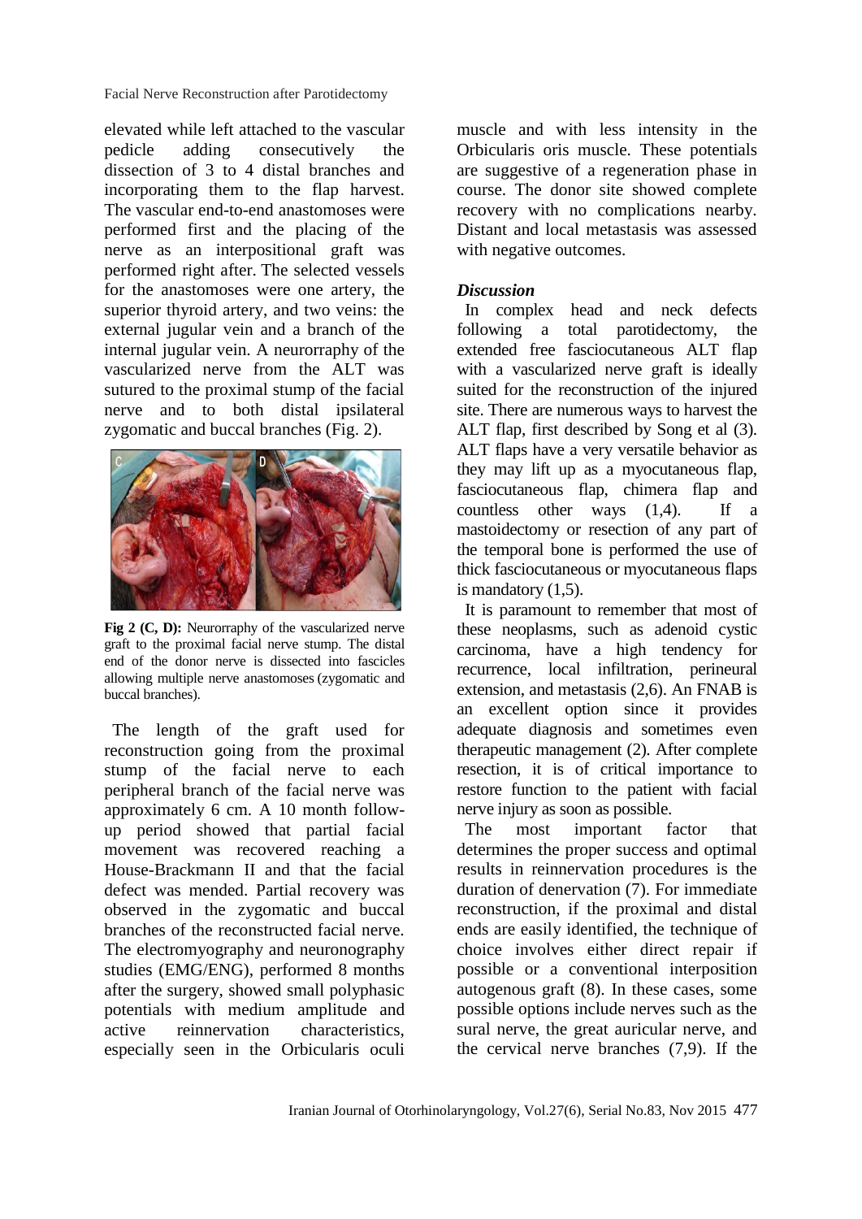elevated while left attached to the vascular pedicle adding consecutively the dissection of 3 to 4 distal branches and incorporating them to the flap harvest. The vascular end-to-end anastomoses were performed first and the placing of the nerve as an interpositional graft was performed right after. The selected vessels for the anastomoses were one artery, the superior thyroid artery, and two veins: the external jugular vein and a branch of the internal jugular vein. A neurorraphy of the vascularized nerve from the ALT was sutured to the proximal stump of the facial nerve and to both distal ipsilateral zygomatic and buccal branches (Fig. 2).

**Fig 2 (C, D):** Neurorraphy of the vascularized nerve graft to the proximal facial nerve stump. The distal end of the donor nerve is dissected into fascicles allowing multiple nerve anastomoses (zygomatic and buccal branches).

The length of the graft used for reconstruction going from the proximal stump of the facial nerve to each peripheral branch of the facial nerve was approximately 6 cm. A 10 month follow-up period showed that partial facial movement was recovered reaching a House-Brackmann II and that the facial defect was mended. Partial recovery was observed in the zygomatic and buccal branches of the reconstructed facial nerve. The electromyography and neuronography studies (EMG/ENG), performed 8 months after the surgery, showed small polyphasic potentials with medium amplitude and active reinnervation characteristics, especially seen in the Orbicularis oculi muscle and with less intensity in the Orbicularis oris muscle. These potentials are suggestive of a regeneration phase in course. The donor site showed complete recovery with no complications nearby. Distant and local metastasis was assessed with negative outcomes.

### *Discussion*

In complex head and neck defects following a total parotidectomy, the extended free fasciocutaneous ALT flap with a vascularized nerve graft is ideally suited for the reconstruction of the injured site. There are numerous ways to harvest the ALT flap, first described by Song et al (3). ALT flaps have a very versatile behavior as they may lift up as a myocutaneous flap, fasciocutaneous flap, chimera flap and countless other ways (1,4). If a mastoidectomy or resection of any part of the temporal bone is performed the use of thick fasciocutaneous or myocutaneous flaps is mandatory (1,5).

It is paramount to remember that most of these neoplasms, such as adenoid cystic carcinoma, have a high tendency for recurrence, local infiltration, perineural extension, and metastasis (2,6). An FNAB is an excellent option since it provides adequate diagnosis and sometimes even therapeutic management (2). After complete resection, it is of critical importance to restore function to the patient with facial nerve injury as soon as possible.

The most important factor that determines the proper success and optimal results in reinnervation procedures is the duration of denervation (7). For immediate reconstruction, if the proximal and distal ends are easily identified, the technique of choice involves either direct repair if possible or a conventional interposition autogenous graft (8). In these cases, some possible options include nerves such as the sural nerve, the great auricular nerve, and the cervical nerve branches (7,9). If the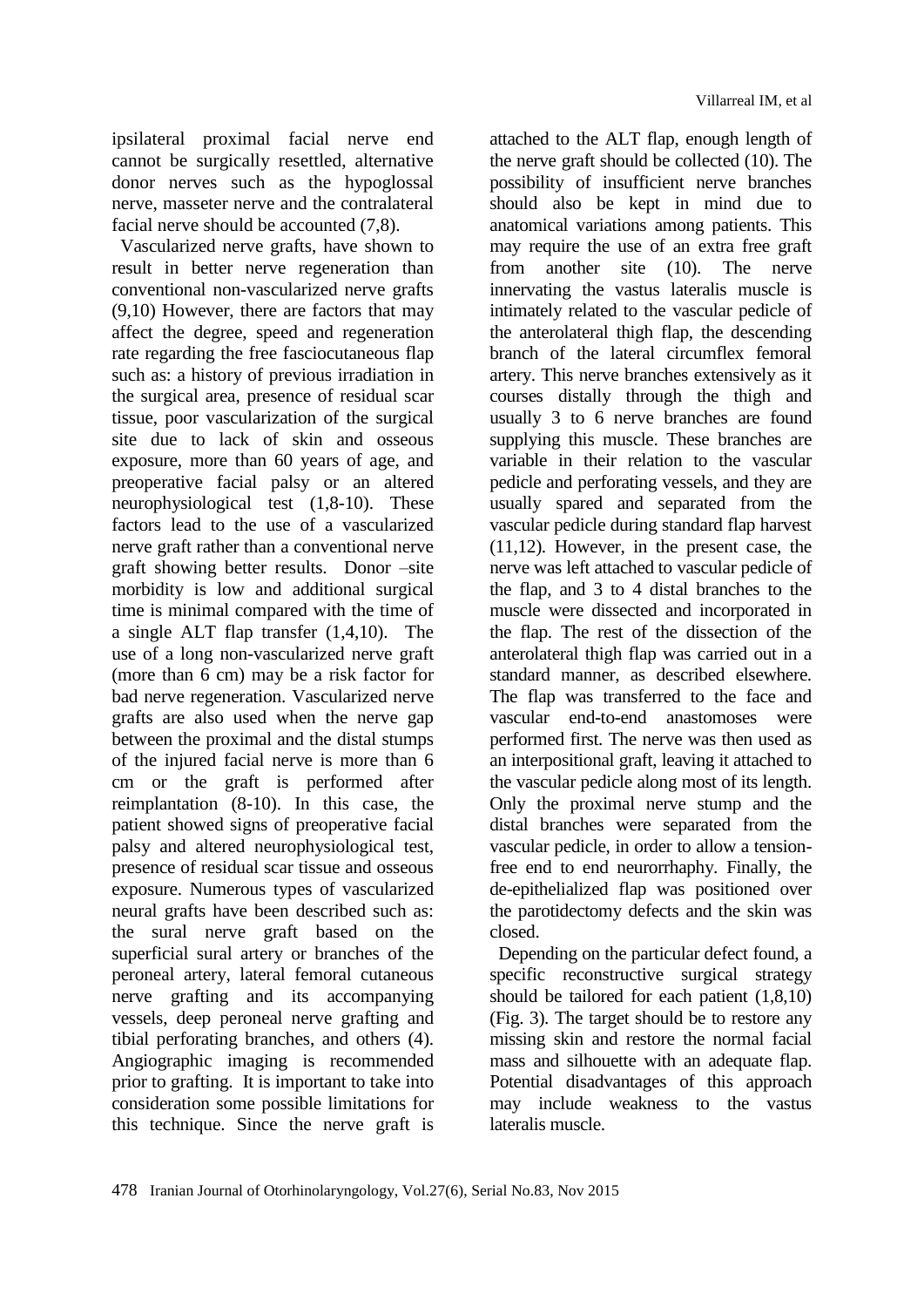ipsilateral proximal facial nerve end cannot be surgically resettled, alternative donor nerves such as the hypoglossal nerve, masseter nerve and the contralateral facial nerve should be accounted (7,8).

Vascularized nerve grafts, have shown to result in better nerve regeneration than conventional non-vascularized nerve grafts (9,10) However, there are factors that may affect the degree, speed and regeneration rate regarding the free fasciocutaneous flap such as: a history of previous irradiation in the surgical area, presence of residual scar tissue, poor vascularization of the surgical site due to lack of skin and osseous exposure, more than 60 years of age, and preoperative facial palsy or an altered neurophysiological test (1,8-10). These factors lead to the use of a vascularized nerve graft rather than a conventional nerve graft showing better results. Donor –site morbidity is low and additional surgical time is minimal compared with the time of a single ALT flap transfer (1,4,10). The use of a long non-vascularized nerve graft (more than 6 cm) may be a risk factor for bad nerve regeneration. Vascularized nerve grafts are also used when the nerve gap between the proximal and the distal stumps of the injured facial nerve is more than 6 cm or the graft is performed after reimplantation (8-10). In this case, the patient showed signs of preoperative facial palsy and altered neurophysiological test, presence of residual scar tissue and osseous exposure. Numerous types of vascularized neural grafts have been described such as: the sural nerve graft based on the superficial sural artery or branches of the peroneal artery, lateral femoral cutaneous nerve grafting and its accompanying vessels, deep peroneal nerve grafting and tibial perforating branches, and others (4). Angiographic imaging is recommended prior to grafting. It is important to take into consideration some possible limitations for this technique. Since the nerve graft is attached to the ALT flap, enough length of the nerve graft should be collected (10). The possibility of insufficient nerve branches should also be kept in mind due to anatomical variations among patients. This may require the use of an extra free graft from another site (10). The nerve innervating the vastus lateralis muscle is intimately related to the vascular pedicle of the anterolateral thigh flap, the descending branch of the lateral circumflex femoral artery. This nerve branches extensively as it courses distally through the thigh and usually 3 to 6 nerve branches are found supplying this muscle. These branches are variable in their relation to the vascular pedicle and perforating vessels, and they are usually spared and separated from the vascular pedicle during standard flap harvest (11,12). However, in the present case, the nerve was left attached to vascular pedicle of the flap, and 3 to 4 distal branches to the muscle were dissected and incorporated in the flap. The rest of the dissection of the anterolateral thigh flap was carried out in a standard manner, as described elsewhere. The flap was transferred to the face and vascular end-to-end anastomoses were performed first. The nerve was then used as an interpositional graft, leaving it attached to the vascular pedicle along most of its length. Only the proximal nerve stump and the distal branches were separated from the vascular pedicle, in order to allow a tension-free end to end neurorrhaphy. Finally, the de-epithelialized flap was positioned over the parotidectomy defects and the skin was closed.

Depending on the particular defect found, a specific reconstructive surgical strategy should be tailored for each patient (1,8,10) (Fig. 3). The target should be to restore any missing skin and restore the normal facial mass and silhouette with an adequate flap. Potential disadvantages of this approach may include weakness to the vastus lateralis muscle.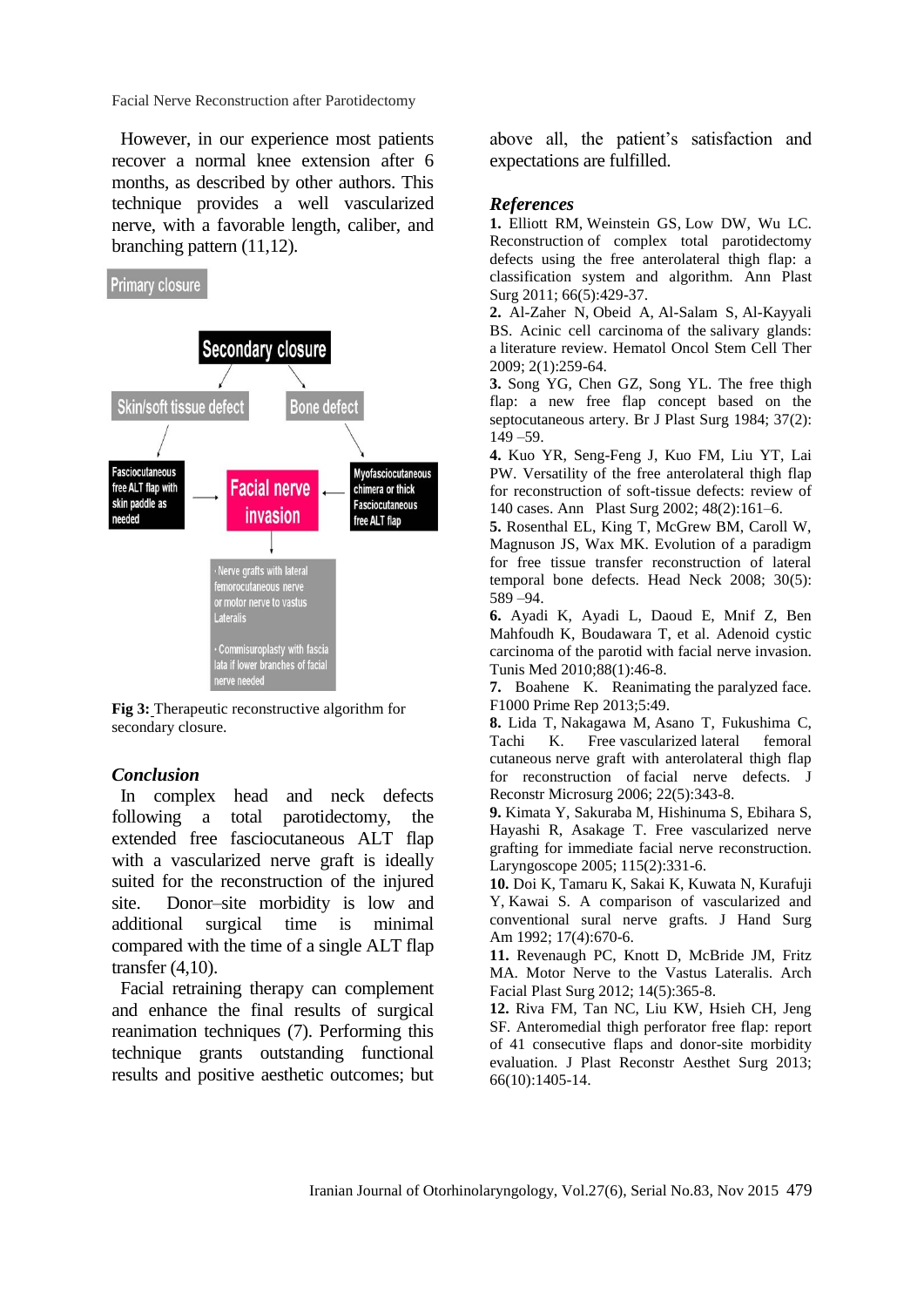However, in our experience most patients recover a normal knee extension after 6 months, as described by other authors. This technique provides a well vascularized nerve, with a favorable length, caliber, and branching pattern (11,12).

Primary closure

Secondary closure

Skin/soft tissue defect

Bone defect

Fasciocutaneous free ALT flap with skin paddle as needed

Facial nerve invasion

Myofasciocutaneous chimera or thick Fasciocutaneous free ALT flap

- Nerve grafts with lateral femorocutaneous nerve or motor nerve to vastus Lateralis
- Commisuroplasty with fascia lata if lower branches of facial nerve needed

**Fig 3:** Therapeutic reconstructive algorithm for secondary closure.

## *Conclusion*

In complex head and neck defects following a total parotidectomy, the extended free fasciocutaneous ALT flap with a vascularized nerve graft is ideally suited for the reconstruction of the injured site. Donor–site morbidity is low and additional surgical time is minimal compared with the time of a single ALT flap transfer (4,10).

Facial retraining therapy can complement and enhance the final results of surgical reanimation techniques (7). Performing this technique grants outstanding functional results and positive aesthetic outcomes; but above all, the patient's satisfaction and expectations are fulfilled.

## *References*

**1.** Elliott RM, Weinstein GS, Low DW, Wu LC. Reconstruction of complex total parotidectomy defects using the free anterolateral thigh flap: a classification system and algorithm. Ann Plast Surg 2011; 66(5):429-37.

**2.** Al-Zaher N, Obeid A, Al-Salam S, Al-Kayyali BS. Acinic cell carcinoma of the salivary glands: a literature review. Hematol Oncol Stem Cell Ther 2009; 2(1):259-64.

**3.** Song YG, Chen GZ, Song YL. The free thigh flap: a new free flap concept based on the septocutaneous artery. Br J Plast Surg 1984; 37(2): 149 –59.

**4.** Kuo YR, Seng-Feng J, Kuo FM, Liu YT, Lai PW. Versatility of the free anterolateral thigh flap for reconstruction of soft-tissue defects: review of 140 cases. Ann Plast Surg 2002; 48(2):161–6.

**5.** Rosenthal EL, King T, McGrew BM, Caroll W, Magnuson JS, Wax MK. Evolution of a paradigm for free tissue transfer reconstruction of lateral temporal bone defects. Head Neck 2008; 30(5): 589 –94.

**6.** Ayadi K, Ayadi L, Daoud E, Mnif Z, Ben Mahfoudh K, Boudawara T, et al. Adenoid cystic carcinoma of the parotid with facial nerve invasion. Tunis Med 2010;88(1):46-8.

**7.** Boahene K. Reanimating the paralyzed face. F1000 Prime Rep 2013;5:49.

**8.** Lida T, Nakagawa M, Asano T, Fukushima C, Tachi K. Free vascularized lateral femoral cutaneous nerve graft with anterolateral thigh flap for reconstruction of facial nerve defects. J Reconstr Microsurg 2006; 22(5):343-8.

**9.** Kimata Y, Sakuraba M, Hishinuma S, Ebihara S, Hayashi R, Asakage T. Free vascularized nerve grafting for immediate facial nerve reconstruction. Laryngoscope 2005; 115(2):331-6.

**10.** Doi K, Tamaru K, Sakai K, Kuwata N, Kurafuji Y, Kawai S. A comparison of vascularized and conventional sural nerve grafts. J Hand Surg Am 1992; 17(4):670-6.

**11.** Revenaugh PC, Knott D, McBride JM, Fritz MA. Motor Nerve to the Vastus Lateralis. Arch Facial Plast Surg 2012; 14(5):365-8.

**12.** Riva FM, Tan NC, Liu KW, Hsieh CH, Jeng SF. Anteromedial thigh perforator free flap: report of 41 consecutive flaps and donor-site morbidity evaluation. J Plast Reconstr Aesthet Surg 2013; 66(10):1405-14.